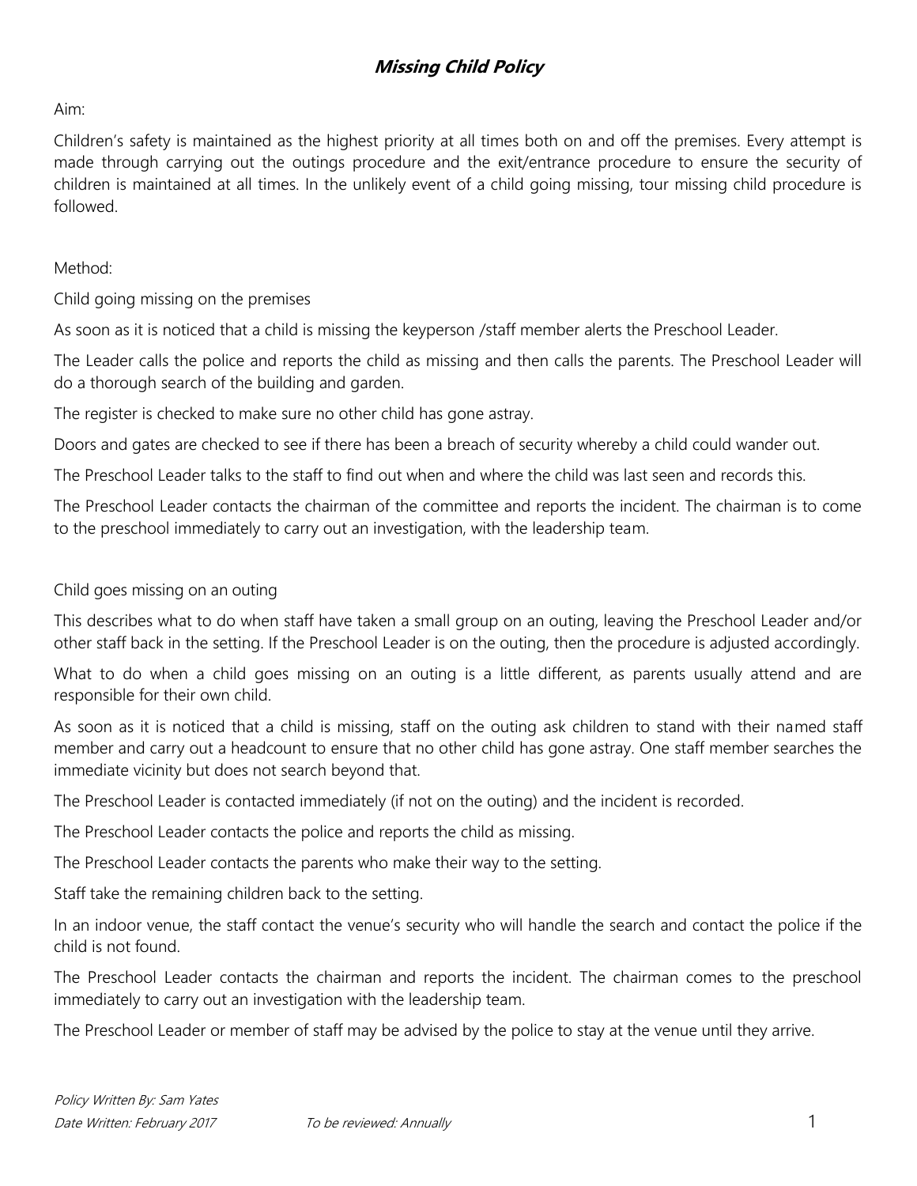# ***Missing Child Policy***

Aim:

Children's safety is maintained as the highest priority at all times both on and off the premises. Every attempt is made through carrying out the outings procedure and the exit/entrance procedure to ensure the security of children is maintained at all times. In the unlikely event of a child going missing, tour missing child procedure is followed.

Method:

Child going missing on the premises

As soon as it is noticed that a child is missing the keyperson /staff member alerts the Preschool Leader.

The Leader calls the police and reports the child as missing and then calls the parents. The Preschool Leader will do a thorough search of the building and garden.

The register is checked to make sure no other child has gone astray.

Doors and gates are checked to see if there has been a breach of security whereby a child could wander out.

The Preschool Leader talks to the staff to find out when and where the child was last seen and records this.

The Preschool Leader contacts the chairman of the committee and reports the incident. The chairman is to come to the preschool immediately to carry out an investigation, with the leadership team.

Child goes missing on an outing

This describes what to do when staff have taken a small group on an outing, leaving the Preschool Leader and/or other staff back in the setting. If the Preschool Leader is on the outing, then the procedure is adjusted accordingly.

What to do when a child goes missing on an outing is a little different, as parents usually attend and are responsible for their own child.

As soon as it is noticed that a child is missing, staff on the outing ask children to stand with their named staff member and carry out a headcount to ensure that no other child has gone astray. One staff member searches the immediate vicinity but does not search beyond that.

The Preschool Leader is contacted immediately (if not on the outing) and the incident is recorded.

The Preschool Leader contacts the police and reports the child as missing.

The Preschool Leader contacts the parents who make their way to the setting.

Staff take the remaining children back to the setting.

In an indoor venue, the staff contact the venue's security who will handle the search and contact the police if the child is not found.

The Preschool Leader contacts the chairman and reports the incident. The chairman comes to the preschool immediately to carry out an investigation with the leadership team.

The Preschool Leader or member of staff may be advised by the police to stay at the venue until they arrive.

*Policy Written By: Sam Yates*

*Date Written: February 2017* *To be reviewed: Annually*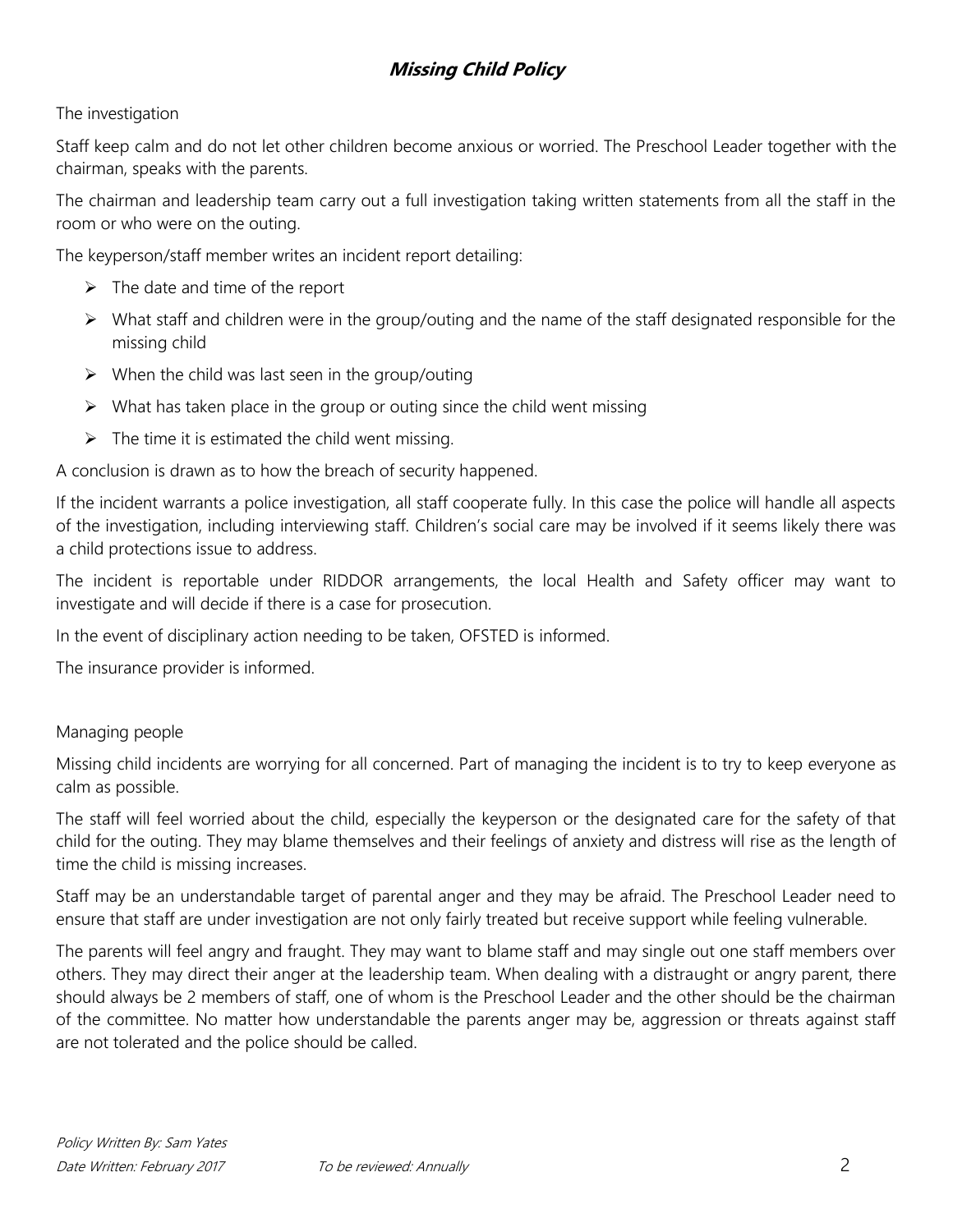# Missing Child Policy

The investigation

Staff keep calm and do not let other children become anxious or worried. The Preschool Leader together with the chairman, speaks with the parents.

The chairman and leadership team carry out a full investigation taking written statements from all the staff in the room or who were on the outing.

The keyperson/staff member writes an incident report detailing:

- The date and time of the report
- What staff and children were in the group/outing and the name of the staff designated responsible for the missing child
- When the child was last seen in the group/outing
- What has taken place in the group or outing since the child went missing
- The time it is estimated the child went missing.

A conclusion is drawn as to how the breach of security happened.

If the incident warrants a police investigation, all staff cooperate fully. In this case the police will handle all aspects of the investigation, including interviewing staff. Children's social care may be involved if it seems likely there was a child protections issue to address.

The incident is reportable under RIDDOR arrangements, the local Health and Safety officer may want to investigate and will decide if there is a case for prosecution.

In the event of disciplinary action needing to be taken, OFSTED is informed.

The insurance provider is informed.

Managing people

Missing child incidents are worrying for all concerned. Part of managing the incident is to try to keep everyone as calm as possible.

The staff will feel worried about the child, especially the keyperson or the designated care for the safety of that child for the outing. They may blame themselves and their feelings of anxiety and distress will rise as the length of time the child is missing increases.

Staff may be an understandable target of parental anger and they may be afraid. The Preschool Leader need to ensure that staff are under investigation are not only fairly treated but receive support while feeling vulnerable.

The parents will feel angry and fraught. They may want to blame staff and may single out one staff members over others. They may direct their anger at the leadership team. When dealing with a distraught or angry parent, there should always be 2 members of staff, one of whom is the Preschool Leader and the other should be the chairman of the committee. No matter how understandable the parents anger may be, aggression or threats against staff are not tolerated and the police should be called.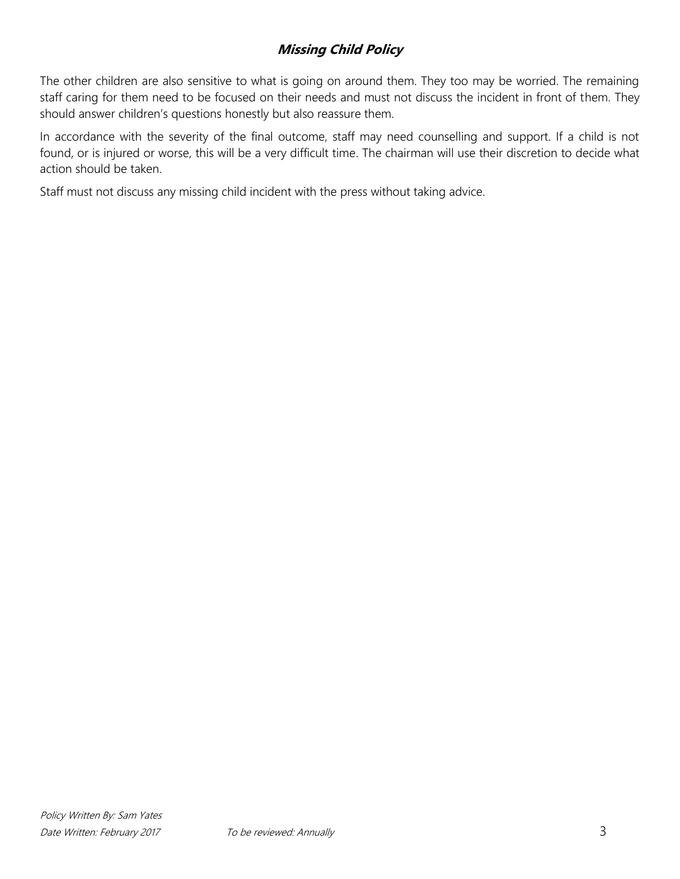The other children are also sensitive to what is going on around them. They too may be worried. The remaining staff caring for them need to be focused on their needs and must not discuss the incident in front of them. They should answer children's questions honestly but also reassure them.

In accordance with the severity of the final outcome, staff may need counselling and support. If a child is not found, or is injured or worse, this will be a very difficult time. The chairman will use their discretion to decide what action should be taken.

Staff must not discuss any missing child incident with the press without taking advice.